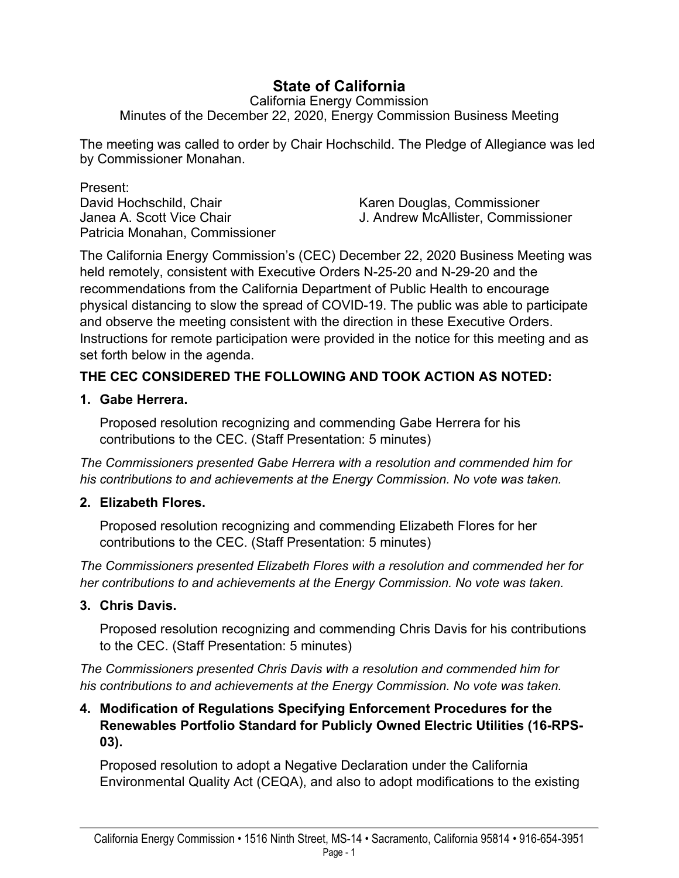# State of California

California Energy Commission
Minutes of the December 22, 2020, Energy Commission Business Meeting

The meeting was called to order by Chair Hochschild. The Pledge of Allegiance was led by Commissioner Monahan.

Present:
David Hochschild, Chair
Janea A. Scott Vice Chair
Patricia Monahan, Commissioner
Karen Douglas, Commissioner
J. Andrew McAllister, Commissioner

The California Energy Commission's (CEC) December 22, 2020 Business Meeting was held remotely, consistent with Executive Orders N-25-20 and N-29-20 and the recommendations from the California Department of Public Health to encourage physical distancing to slow the spread of COVID-19. The public was able to participate and observe the meeting consistent with the direction in these Executive Orders. Instructions for remote participation were provided in the notice for this meeting and as set forth below in the agenda.

**THE CEC CONSIDERED THE FOLLOWING AND TOOK ACTION AS NOTED:**

1. **Gabe Herrera.**

   Proposed resolution recognizing and commending Gabe Herrera for his contributions to the CEC. (Staff Presentation: 5 minutes)

*The Commissioners presented Gabe Herrera with a resolution and commended him for his contributions to and achievements at the Energy Commission. No vote was taken.*

2. **Elizabeth Flores.**

   Proposed resolution recognizing and commending Elizabeth Flores for her contributions to the CEC. (Staff Presentation: 5 minutes)

*The Commissioners presented Elizabeth Flores with a resolution and commended her for her contributions to and achievements at the Energy Commission. No vote was taken.*

3. **Chris Davis.**

   Proposed resolution recognizing and commending Chris Davis for his contributions to the CEC. (Staff Presentation: 5 minutes)

*The Commissioners presented Chris Davis with a resolution and commended him for his contributions to and achievements at the Energy Commission. No vote was taken.*

4. **Modification of Regulations Specifying Enforcement Procedures for the Renewables Portfolio Standard for Publicly Owned Electric Utilities (16-RPS-03).**

   Proposed resolution to adopt a Negative Declaration under the California Environmental Quality Act (CEQA), and also to adopt modifications to the existing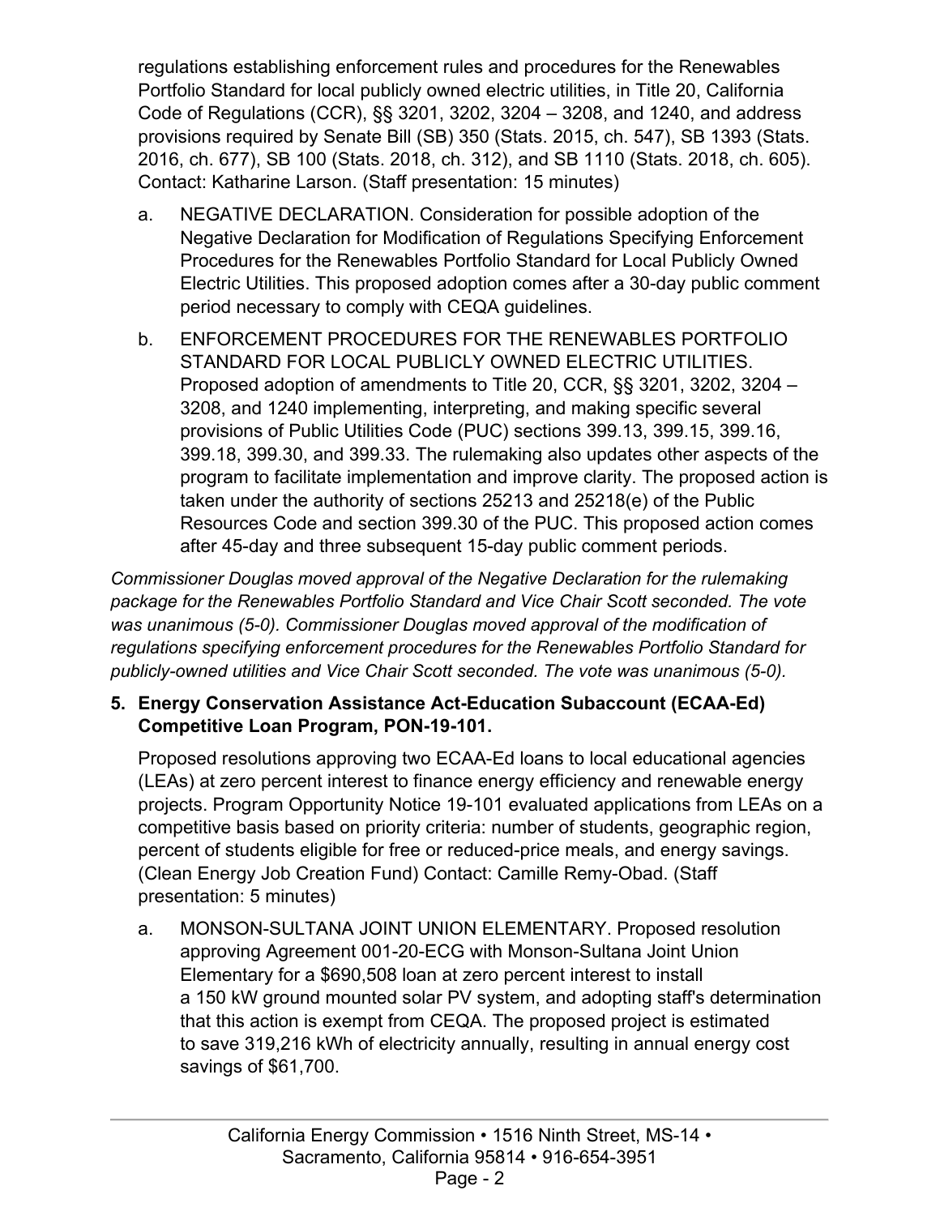regulations establishing enforcement rules and procedures for the Renewables Portfolio Standard for local publicly owned electric utilities, in Title 20, California Code of Regulations (CCR), §§ 3201, 3202, 3204 – 3208, and 1240, and address provisions required by Senate Bill (SB) 350 (Stats. 2015, ch. 547), SB 1393 (Stats. 2016, ch. 677), SB 100 (Stats. 2018, ch. 312), and SB 1110 (Stats. 2018, ch. 605). Contact: Katharine Larson. (Staff presentation: 15 minutes)

a. NEGATIVE DECLARATION. Consideration for possible adoption of the Negative Declaration for Modification of Regulations Specifying Enforcement Procedures for the Renewables Portfolio Standard for Local Publicly Owned Electric Utilities. This proposed adoption comes after a 30-day public comment period necessary to comply with CEQA guidelines.

b. ENFORCEMENT PROCEDURES FOR THE RENEWABLES PORTFOLIO STANDARD FOR LOCAL PUBLICLY OWNED ELECTRIC UTILITIES. Proposed adoption of amendments to Title 20, CCR, §§ 3201, 3202, 3204 – 3208, and 1240 implementing, interpreting, and making specific several provisions of Public Utilities Code (PUC) sections 399.13, 399.15, 399.16, 399.18, 399.30, and 399.33. The rulemaking also updates other aspects of the program to facilitate implementation and improve clarity. The proposed action is taken under the authority of sections 25213 and 25218(e) of the Public Resources Code and section 399.30 of the PUC. This proposed action comes after 45-day and three subsequent 15-day public comment periods.

*Commissioner Douglas moved approval of the Negative Declaration for the rulemaking package for the Renewables Portfolio Standard and Vice Chair Scott seconded. The vote was unanimous (5-0). Commissioner Douglas moved approval of the modification of regulations specifying enforcement procedures for the Renewables Portfolio Standard for publicly-owned utilities and Vice Chair Scott seconded. The vote was unanimous (5-0).*

**5. Energy Conservation Assistance Act-Education Subaccount (ECAA-Ed) Competitive Loan Program, PON-19-101.**

Proposed resolutions approving two ECAA-Ed loans to local educational agencies (LEAs) at zero percent interest to finance energy efficiency and renewable energy projects. Program Opportunity Notice 19-101 evaluated applications from LEAs on a competitive basis based on priority criteria: number of students, geographic region, percent of students eligible for free or reduced-price meals, and energy savings. (Clean Energy Job Creation Fund) Contact: Camille Remy-Obad. (Staff presentation: 5 minutes)

a. MONSON-SULTANA JOINT UNION ELEMENTARY. Proposed resolution approving Agreement 001-20-ECG with Monson-Sultana Joint Union Elementary for a $690,508 loan at zero percent interest to install a 150 kW ground mounted solar PV system, and adopting staff's determination that this action is exempt from CEQA. The proposed project is estimated to save 319,216 kWh of electricity annually, resulting in annual energy cost savings of $61,700.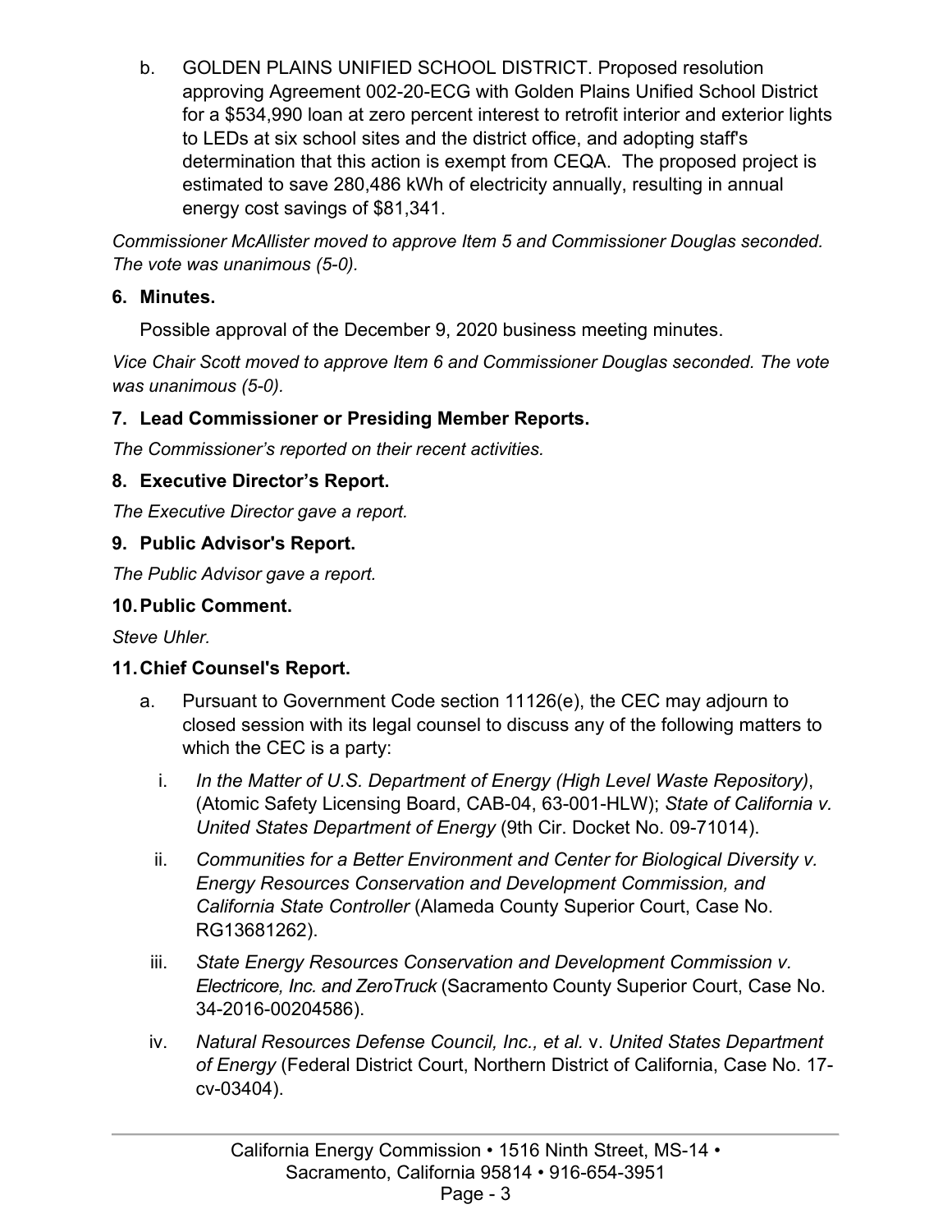b. GOLDEN PLAINS UNIFIED SCHOOL DISTRICT. Proposed resolution approving Agreement 002-20-ECG with Golden Plains Unified School District for a $534,990 loan at zero percent interest to retrofit interior and exterior lights to LEDs at six school sites and the district office, and adopting staff's determination that this action is exempt from CEQA. The proposed project is estimated to save 280,486 kWh of electricity annually, resulting in annual energy cost savings of $81,341.

*Commissioner McAllister moved to approve Item 5 and Commissioner Douglas seconded. The vote was unanimous (5-0).*

**6. Minutes.**

Possible approval of the December 9, 2020 business meeting minutes.

*Vice Chair Scott moved to approve Item 6 and Commissioner Douglas seconded. The vote was unanimous (5-0).*

**7. Lead Commissioner or Presiding Member Reports.**

*The Commissioner's reported on their recent activities.*

**8. Executive Director's Report.**

*The Executive Director gave a report.*

**9. Public Advisor's Report.**

*The Public Advisor gave a report.*

**10. Public Comment.**

*Steve Uhler.*

**11. Chief Counsel's Report.**

a. Pursuant to Government Code section 11126(e), the CEC may adjourn to closed session with its legal counsel to discuss any of the following matters to which the CEC is a party:

i. *In the Matter of U.S. Department of Energy (High Level Waste Repository)*, (Atomic Safety Licensing Board, CAB-04, 63-001-HLW); *State of California v. United States Department of Energy* (9th Cir. Docket No. 09-71014).

ii. *Communities for a Better Environment and Center for Biological Diversity v. Energy Resources Conservation and Development Commission, and California State Controller* (Alameda County Superior Court, Case No. RG13681262).

iii. *State Energy Resources Conservation and Development Commission v. Electricore, Inc. and ZeroTruck* (Sacramento County Superior Court, Case No. 34-2016-00204586).

iv. *Natural Resources Defense Council, Inc., et al.* v. *United States Department of Energy* (Federal District Court, Northern District of California, Case No. 17-cv-03404).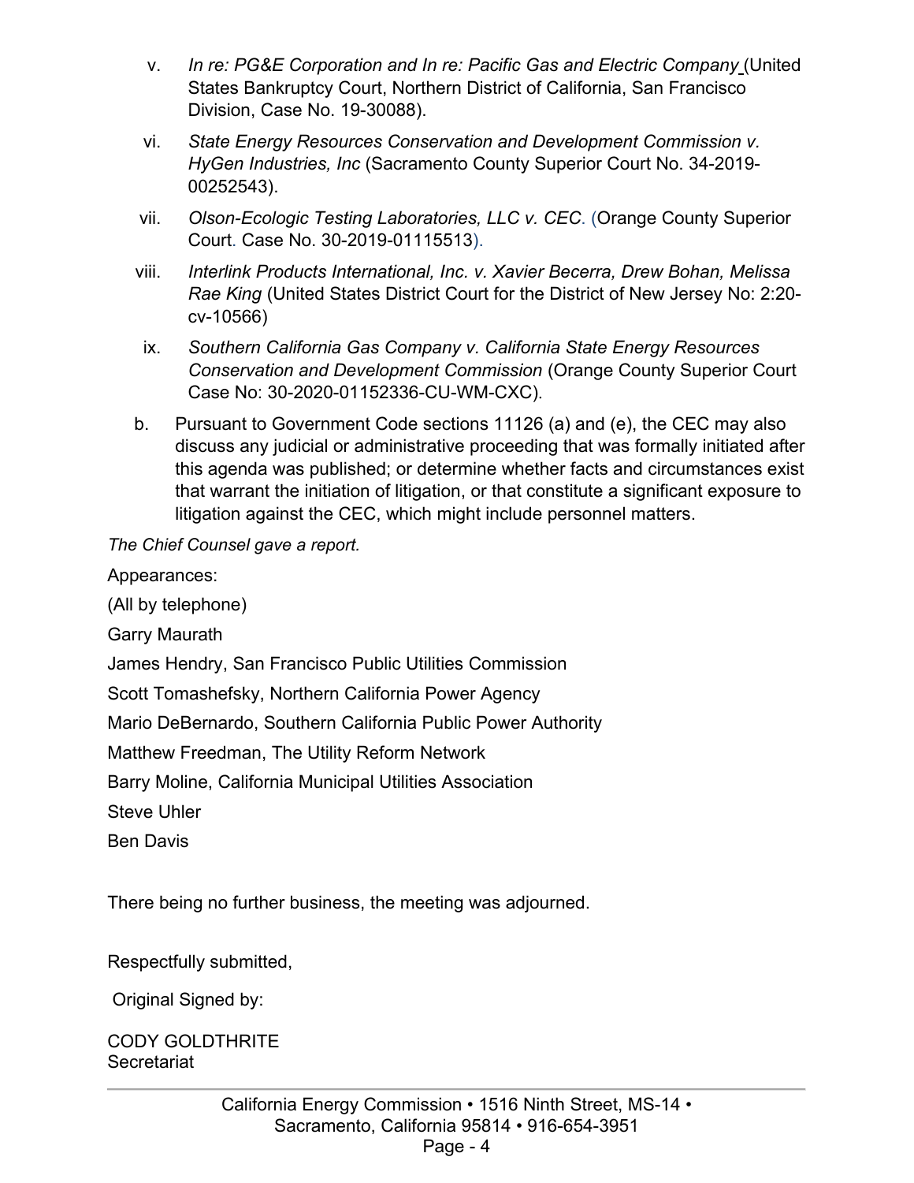v. *In re: PG&E Corporation and In re: Pacific Gas and Electric Company* (United States Bankruptcy Court, Northern District of California, San Francisco Division, Case No. 19-30088).

vi. *State Energy Resources Conservation and Development Commission v. HyGen Industries, Inc* (Sacramento County Superior Court No. 34-2019-00252543).

vii. *Olson-Ecologic Testing Laboratories, LLC v. CEC*. (Orange County Superior Court. Case No. 30-2019-01115513).

viii. *Interlink Products International, Inc. v. Xavier Becerra, Drew Bohan, Melissa Rae King* (United States District Court for the District of New Jersey No: 2:20-cv-10566)

ix. *Southern California Gas Company v. California State Energy Resources Conservation and Development Commission* (Orange County Superior Court Case No: 30-2020-01152336-CU-WM-CXC).

b. Pursuant to Government Code sections 11126 (a) and (e), the CEC may also discuss any judicial or administrative proceeding that was formally initiated after this agenda was published; or determine whether facts and circumstances exist that warrant the initiation of litigation, or that constitute a significant exposure to litigation against the CEC, which might include personnel matters.

*The Chief Counsel gave a report.*

Appearances:

(All by telephone)

Garry Maurath

James Hendry, San Francisco Public Utilities Commission

Scott Tomashefsky, Northern California Power Agency

Mario DeBernardo, Southern California Public Power Authority

Matthew Freedman, The Utility Reform Network

Barry Moline, California Municipal Utilities Association

Steve Uhler

Ben Davis

There being no further business, the meeting was adjourned.

Respectfully submitted,

Original Signed by:

CODY GOLDTHRITE
Secretariat

California Energy Commission • 1516 Ninth Street, MS-14 • Sacramento, California 95814 • 916-654-3951